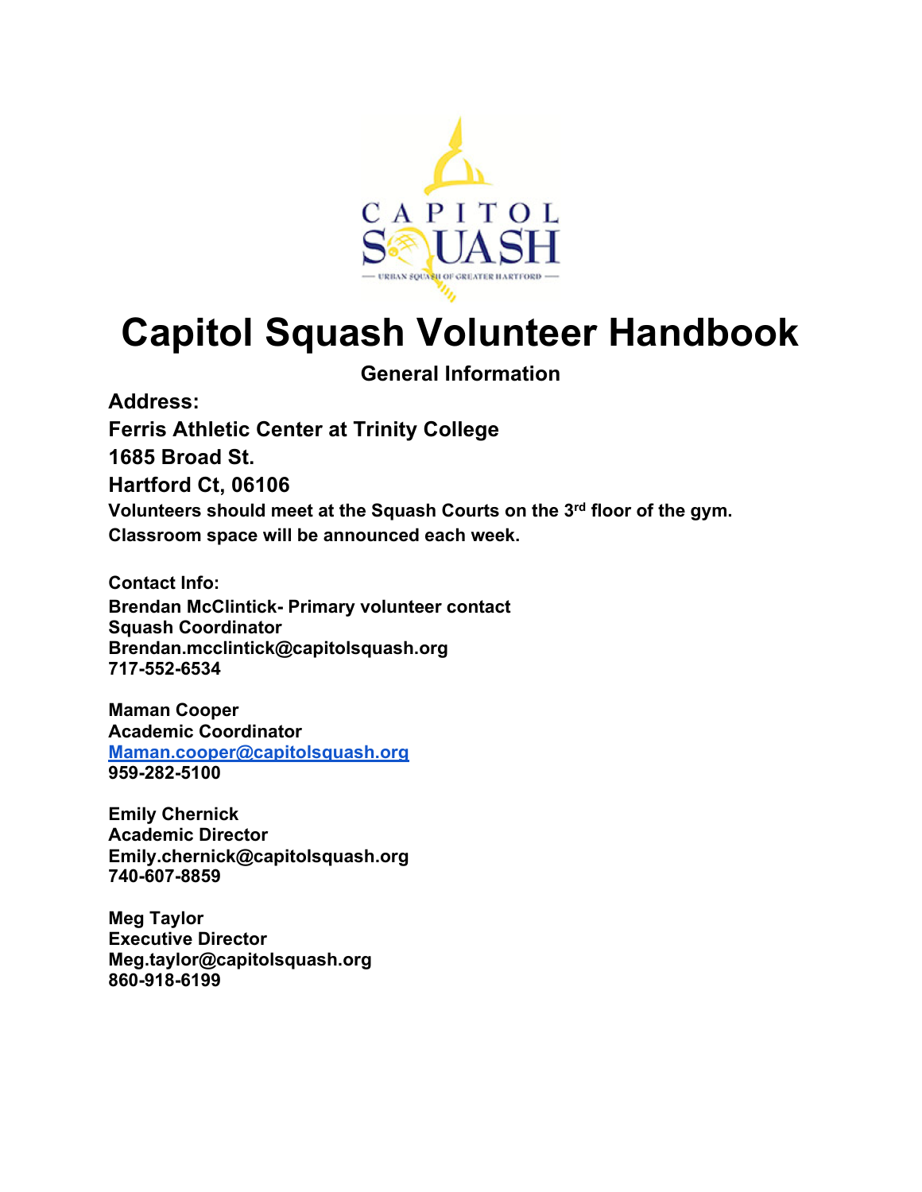# Capitol Squash Volunteer Handbook

## General Information

**Address:**

**Ferris Athletic Center at Trinity College**

**1685 Broad St.**

**Hartford Ct, 06106**

**Volunteers should meet at the Squash Courts on the 3rd floor of the gym.**

**Classroom space will be announced each week.**

**Contact Info:**

**Brendan McClintick- Primary volunteer contact**
**Squash Coordinator**
**Brendan.mcclintick@capitolsquash.org**
**717-552-6534**

**Maman Cooper**
**Academic Coordinator**
**Maman.cooper@capitolsquash.org**
**959-282-5100**

**Emily Chernick**
**Academic Director**
**Emily.chernick@capitolsquash.org**
**740-607-8859**

**Meg Taylor**
**Executive Director**
**Meg.taylor@capitolsquash.org**
**860-918-6199**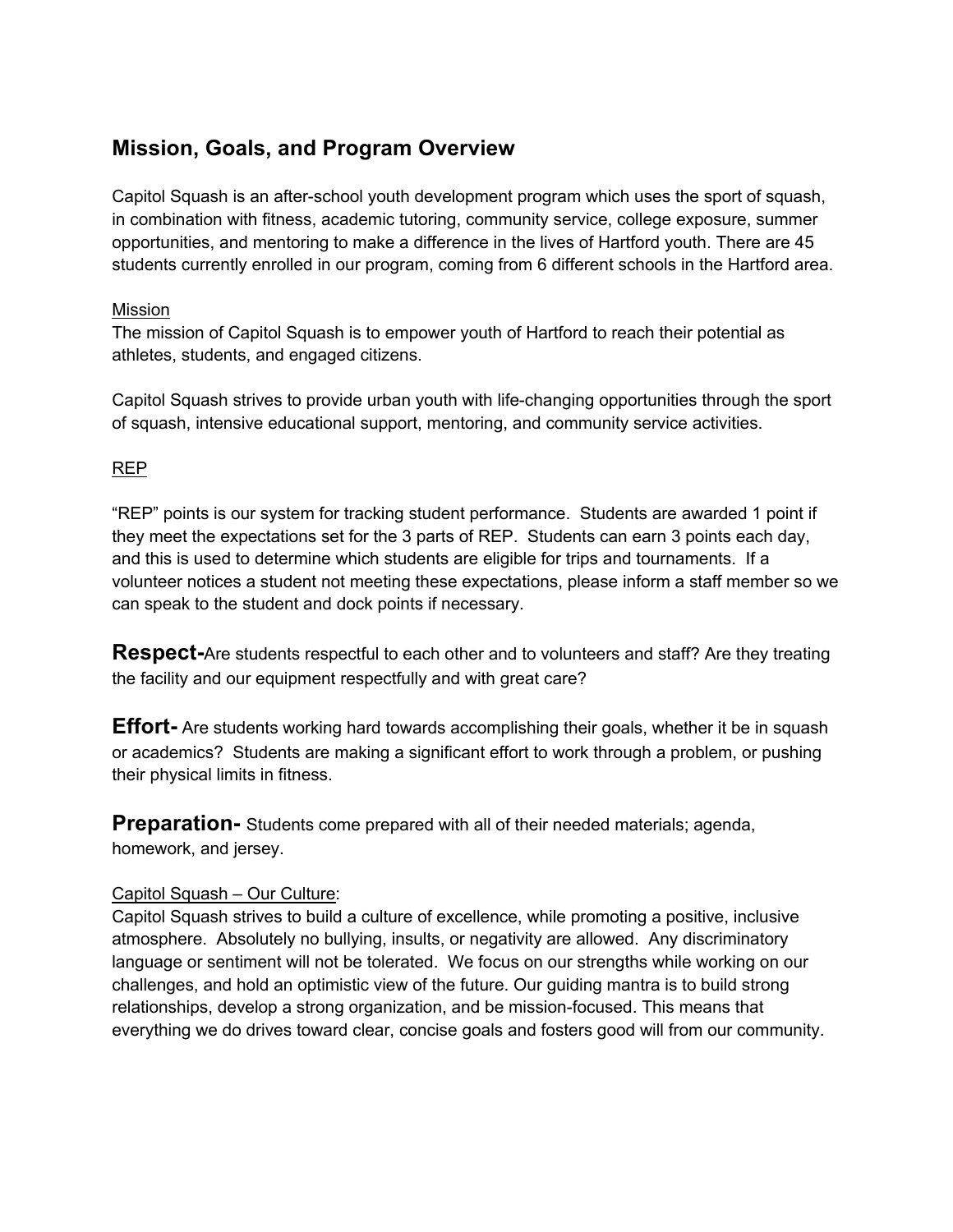## Mission, Goals, and Program Overview

Capitol Squash is an after-school youth development program which uses the sport of squash, in combination with fitness, academic tutoring, community service, college exposure, summer opportunities, and mentoring to make a difference in the lives of Hartford youth. There are 45 students currently enrolled in our program, coming from 6 different schools in the Hartford area.

<u>Mission</u>

The mission of Capitol Squash is to empower youth of Hartford to reach their potential as athletes, students, and engaged citizens.

Capitol Squash strives to provide urban youth with life-changing opportunities through the sport of squash, intensive educational support, mentoring, and community service activities.

<u>REP</u>

"REP" points is our system for tracking student performance. Students are awarded 1 point if they meet the expectations set for the 3 parts of REP. Students can earn 3 points each day, and this is used to determine which students are eligible for trips and tournaments. If a volunteer notices a student not meeting these expectations, please inform a staff member so we can speak to the student and dock points if necessary.

**Respect-**Are students respectful to each other and to volunteers and staff? Are they treating the facility and our equipment respectfully and with great care?

**Effort-** Are students working hard towards accomplishing their goals, whether it be in squash or academics? Students are making a significant effort to work through a problem, or pushing their physical limits in fitness.

**Preparation-** Students come prepared with all of their needed materials; agenda, homework, and jersey.

<u>Capitol Squash – Our Culture</u>:

Capitol Squash strives to build a culture of excellence, while promoting a positive, inclusive atmosphere. Absolutely no bullying, insults, or negativity are allowed. Any discriminatory language or sentiment will not be tolerated. We focus on our strengths while working on our challenges, and hold an optimistic view of the future. Our guiding mantra is to build strong relationships, develop a strong organization, and be mission-focused. This means that everything we do drives toward clear, concise goals and fosters good will from our community.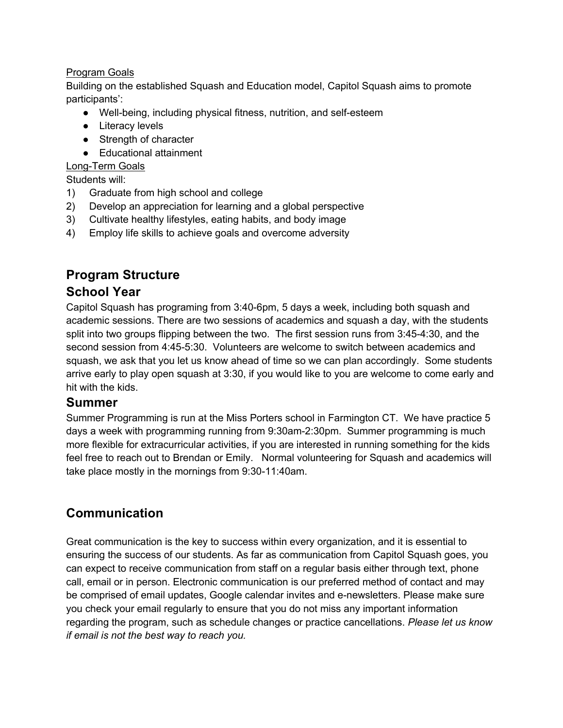<u>Program Goals</u>

Building on the established Squash and Education model, Capitol Squash aims to promote participants':

- Well-being, including physical fitness, nutrition, and self-esteem
- Literacy levels
- Strength of character
- Educational attainment

<u>Long-Term Goals</u>

Students will:

1) Graduate from high school and college
2) Develop an appreciation for learning and a global perspective
3) Cultivate healthy lifestyles, eating habits, and body image
4) Employ life skills to achieve goals and overcome adversity

## Program Structure

## School Year

Capitol Squash has programing from 3:40-6pm, 5 days a week, including both squash and academic sessions. There are two sessions of academics and squash a day, with the students split into two groups flipping between the two. The first session runs from 3:45-4:30, and the second session from 4:45-5:30. Volunteers are welcome to switch between academics and squash, we ask that you let us know ahead of time so we can plan accordingly. Some students arrive early to play open squash at 3:30, if you would like to you are welcome to come early and hit with the kids.

## Summer

Summer Programming is run at the Miss Porters school in Farmington CT. We have practice 5 days a week with programming running from 9:30am-2:30pm. Summer programming is much more flexible for extracurricular activities, if you are interested in running something for the kids feel free to reach out to Brendan or Emily. Normal volunteering for Squash and academics will take place mostly in the mornings from 9:30-11:40am.

## Communication

Great communication is the key to success within every organization, and it is essential to ensuring the success of our students. As far as communication from Capitol Squash goes, you can expect to receive communication from staff on a regular basis either through text, phone call, email or in person. Electronic communication is our preferred method of contact and may be comprised of email updates, Google calendar invites and e-newsletters. Please make sure you check your email regularly to ensure that you do not miss any important information regarding the program, such as schedule changes or practice cancellations. *Please let us know if email is not the best way to reach you.*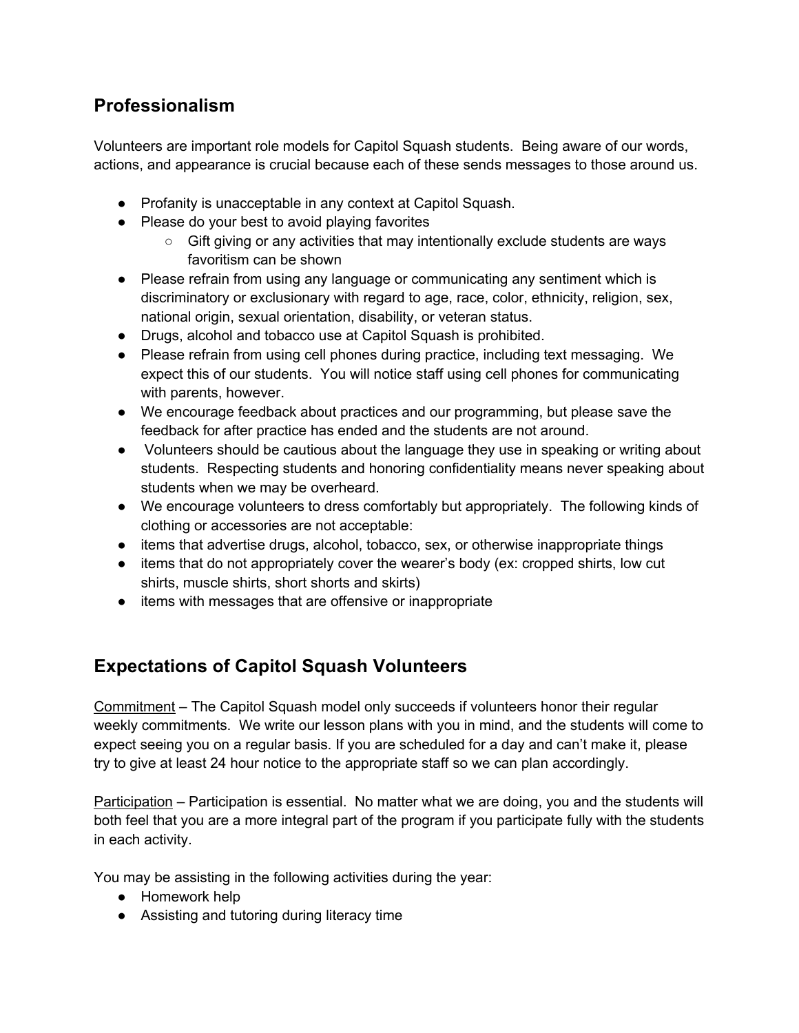## Professionalism

Volunteers are important role models for Capitol Squash students. Being aware of our words, actions, and appearance is crucial because each of these sends messages to those around us.

- Profanity is unacceptable in any context at Capitol Squash.
- Please do your best to avoid playing favorites
    - Gift giving or any activities that may intentionally exclude students are ways favoritism can be shown
- Please refrain from using any language or communicating any sentiment which is discriminatory or exclusionary with regard to age, race, color, ethnicity, religion, sex, national origin, sexual orientation, disability, or veteran status.
- Drugs, alcohol and tobacco use at Capitol Squash is prohibited.
- Please refrain from using cell phones during practice, including text messaging. We expect this of our students. You will notice staff using cell phones for communicating with parents, however.
- We encourage feedback about practices and our programming, but please save the feedback for after practice has ended and the students are not around.
- Volunteers should be cautious about the language they use in speaking or writing about students. Respecting students and honoring confidentiality means never speaking about students when we may be overheard.
- We encourage volunteers to dress comfortably but appropriately. The following kinds of clothing or accessories are not acceptable:
- items that advertise drugs, alcohol, tobacco, sex, or otherwise inappropriate things
- items that do not appropriately cover the wearer's body (ex: cropped shirts, low cut shirts, muscle shirts, short shorts and skirts)
- items with messages that are offensive or inappropriate

## Expectations of Capitol Squash Volunteers

Commitment – The Capitol Squash model only succeeds if volunteers honor their regular weekly commitments. We write our lesson plans with you in mind, and the students will come to expect seeing you on a regular basis. If you are scheduled for a day and can't make it, please try to give at least 24 hour notice to the appropriate staff so we can plan accordingly.

Participation – Participation is essential. No matter what we are doing, you and the students will both feel that you are a more integral part of the program if you participate fully with the students in each activity.

You may be assisting in the following activities during the year:

- Homework help
- Assisting and tutoring during literacy time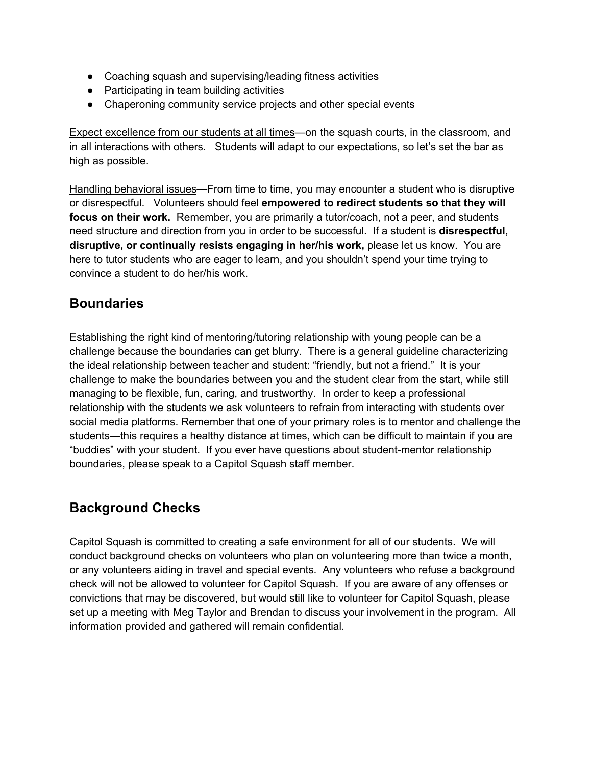- Coaching squash and supervising/leading fitness activities
- Participating in team building activities
- Chaperoning community service projects and other special events

<u>Expect excellence from our students at all times</u>—on the squash courts, in the classroom, and in all interactions with others. Students will adapt to our expectations, so let's set the bar as high as possible.

<u>Handling behavioral issues</u>—From time to time, you may encounter a student who is disruptive or disrespectful. Volunteers should feel **empowered to redirect students so that they will focus on their work.** Remember, you are primarily a tutor/coach, not a peer, and students need structure and direction from you in order to be successful. If a student is **disrespectful, disruptive, or continually resists engaging in her/his work,** please let us know. You are here to tutor students who are eager to learn, and you shouldn't spend your time trying to convince a student to do her/his work.

## Boundaries

Establishing the right kind of mentoring/tutoring relationship with young people can be a challenge because the boundaries can get blurry. There is a general guideline characterizing the ideal relationship between teacher and student: "friendly, but not a friend." It is your challenge to make the boundaries between you and the student clear from the start, while still managing to be flexible, fun, caring, and trustworthy. In order to keep a professional relationship with the students we ask volunteers to refrain from interacting with students over social media platforms. Remember that one of your primary roles is to mentor and challenge the students—this requires a healthy distance at times, which can be difficult to maintain if you are "buddies" with your student. If you ever have questions about student-mentor relationship boundaries, please speak to a Capitol Squash staff member.

## Background Checks

Capitol Squash is committed to creating a safe environment for all of our students. We will conduct background checks on volunteers who plan on volunteering more than twice a month, or any volunteers aiding in travel and special events. Any volunteers who refuse a background check will not be allowed to volunteer for Capitol Squash. If you are aware of any offenses or convictions that may be discovered, but would still like to volunteer for Capitol Squash, please set up a meeting with Meg Taylor and Brendan to discuss your involvement in the program. All information provided and gathered will remain confidential.